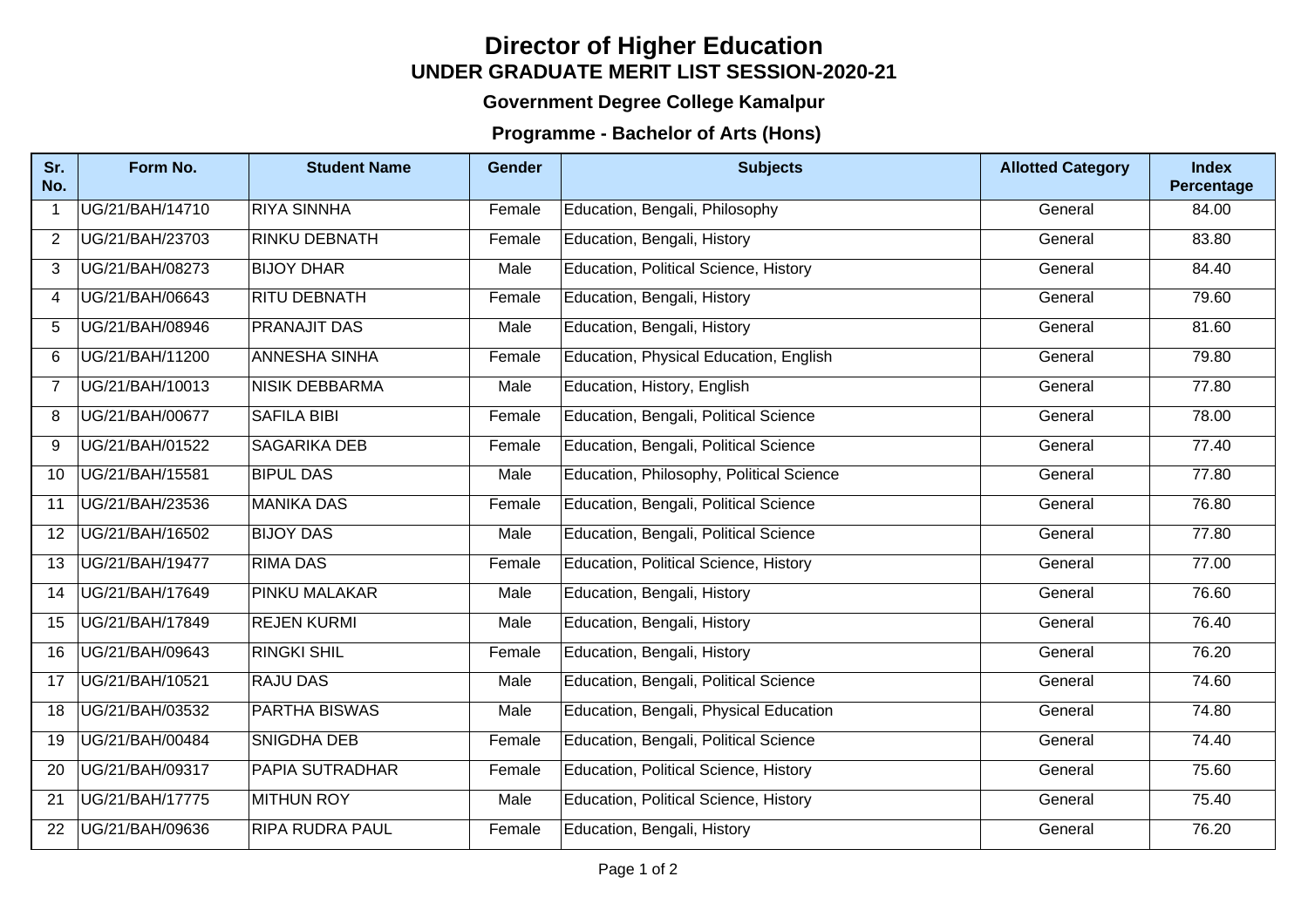# Director of Higher Education

## UNDER GRADUATE MERIT LIST SESSION-2020-21

### Government Degree College Kamalpur

### Programme - Bachelor of Arts (Hons)

| Sr. No. | Form No. | Student Name | Gender | Subjects | Allotted Category | Index Percentage |
|---|---|---|---|---|---|---|
| 1 | UG/21/BAH/14710 | RIYA SINNHA | Female | Education, Bengali, Philosophy | General | 84.00 |
| 2 | UG/21/BAH/23703 | RINKU DEBNATH | Female | Education, Bengali, History | General | 83.80 |
| 3 | UG/21/BAH/08273 | BIJOY DHAR | Male | Education, Political Science, History | General | 84.40 |
| 4 | UG/21/BAH/06643 | RITU DEBNATH | Female | Education, Bengali, History | General | 79.60 |
| 5 | UG/21/BAH/08946 | PRANAJIT DAS | Male | Education, Bengali, History | General | 81.60 |
| 6 | UG/21/BAH/11200 | ANNESHA SINHA | Female | Education, Physical Education, English | General | 79.80 |
| 7 | UG/21/BAH/10013 | NISIK DEBBARMA | Male | Education, History, English | General | 77.80 |
| 8 | UG/21/BAH/00677 | SAFILA BIBI | Female | Education, Bengali, Political Science | General | 78.00 |
| 9 | UG/21/BAH/01522 | SAGARIKA DEB | Female | Education, Bengali, Political Science | General | 77.40 |
| 10 | UG/21/BAH/15581 | BIPUL DAS | Male | Education, Philosophy, Political Science | General | 77.80 |
| 11 | UG/21/BAH/23536 | MANIKA DAS | Female | Education, Bengali, Political Science | General | 76.80 |
| 12 | UG/21/BAH/16502 | BIJOY DAS | Male | Education, Bengali, Political Science | General | 77.80 |
| 13 | UG/21/BAH/19477 | RIMA DAS | Female | Education, Political Science, History | General | 77.00 |
| 14 | UG/21/BAH/17649 | PINKU MALAKAR | Male | Education, Bengali, History | General | 76.60 |
| 15 | UG/21/BAH/17849 | REJEN KURMI | Male | Education, Bengali, History | General | 76.40 |
| 16 | UG/21/BAH/09643 | RINGKI SHIL | Female | Education, Bengali, History | General | 76.20 |
| 17 | UG/21/BAH/10521 | RAJU DAS | Male | Education, Bengali, Political Science | General | 74.60 |
| 18 | UG/21/BAH/03532 | PARTHA BISWAS | Male | Education, Bengali, Physical Education | General | 74.80 |
| 19 | UG/21/BAH/00484 | SNIGDHA DEB | Female | Education, Bengali, Political Science | General | 74.40 |
| 20 | UG/21/BAH/09317 | PAPIA SUTRADHAR | Female | Education, Political Science, History | General | 75.60 |
| 21 | UG/21/BAH/17775 | MITHUN ROY | Male | Education, Political Science, History | General | 75.40 |
| 22 | UG/21/BAH/09636 | RIPA RUDRA PAUL | Female | Education, Bengali, History | General | 76.20 |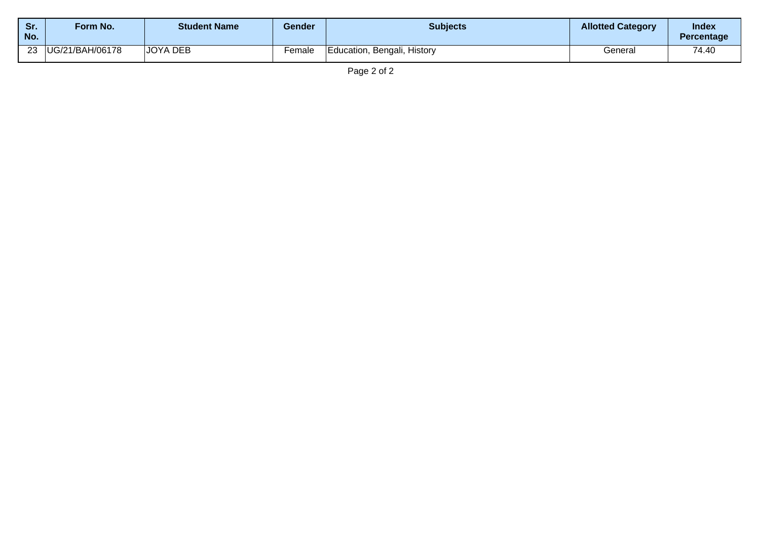| Sr. No. | Form No. | Student Name | Gender | Subjects | Allotted Category | Index Percentage |
|---|---|---|---|---|---|---|
| 23 | UG/21/BAH/06178 | JOYA DEB | Female | Education, Bengali, History | General | 74.40 |